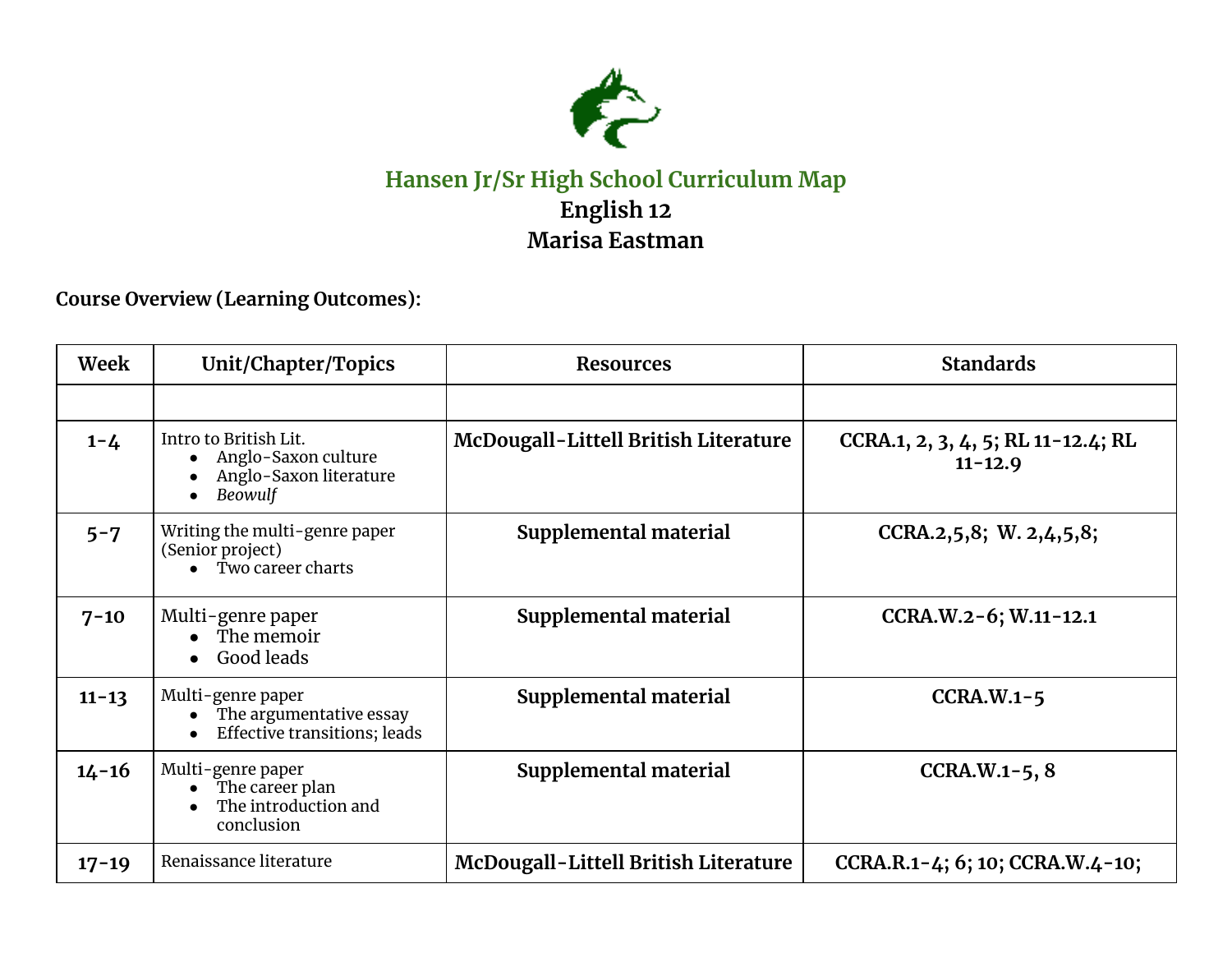# Hansen Jr/Sr High School Curriculum Map

## English 12

## Marisa Eastman

**Course Overview (Learning Outcomes):**

| Week | Unit/Chapter/Topics | Resources | Standards |
|---|---|---|---|
| | | | |
| **1-4** | Intro to British Lit.<br>• Anglo-Saxon culture<br>• Anglo-Saxon literature<br>• *Beowulf* | **McDougall-Littell British Literature** | **CCRA.1, 2, 3, 4, 5; RL 11-12.4; RL 11-12.9** |
| **5-7** | Writing the multi-genre paper (Senior project)<br>• Two career charts | **Supplemental material** | **CCRA.2,5,8; W. 2,4,5,8;** |
| **7-10** | Multi-genre paper<br>• The memoir<br>• Good leads | **Supplemental material** | **CCRA.W.2-6; W.11-12.1** |
| **11-13** | Multi-genre paper<br>• The argumentative essay<br>• Effective transitions; leads | **Supplemental material** | **CCRA.W.1-5** |
| **14-16** | Multi-genre paper<br>• The career plan<br>• The introduction and conclusion | **Supplemental material** | **CCRA.W.1-5, 8** |
| **17-19** | Renaissance literature | **McDougall-Littell British Literature** | **CCRA.R.1-4; 6; 10; CCRA.W.4-10;** |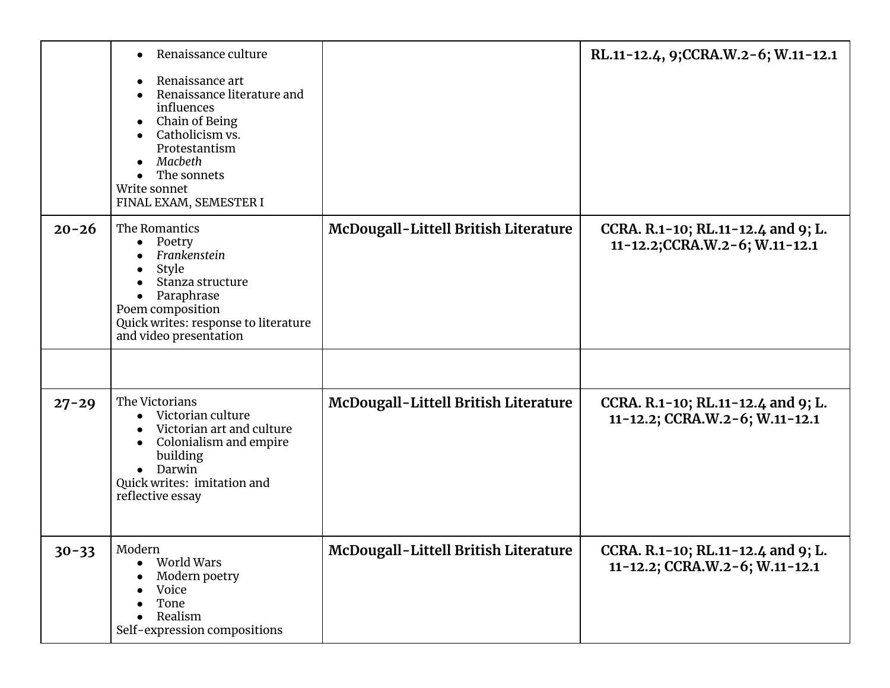| | | | |
|---|---|---|---|
| | • Renaissance culture<br>• Renaissance art<br>• Renaissance literature and influences<br>• Chain of Being<br>• Catholicism vs. Protestantism<br>• *Macbeth*<br>• The sonnets<br>Write sonnet<br>FINAL EXAM, SEMESTER I | | **RL.11-12.4, 9;CCRA.W.2-6; W.11-12.1** |
| **20-26** | The Romantics<br>• Poetry<br>• *Frankenstein*<br>• Style<br>• Stanza structure<br>• Paraphrase<br>Poem composition<br>Quick writes: response to literature and video presentation | **McDougall-Littell British Literature** | **CCRA. R.1-10; RL.11-12.4 and 9; L. 11-12.2;CCRA.W.2-6; W.11-12.1** |
| | | | |
| **27-29** | The Victorians<br>• Victorian culture<br>• Victorian art and culture<br>• Colonialism and empire building<br>• Darwin<br>Quick writes: imitation and reflective essay | **McDougall-Littell British Literature** | **CCRA. R.1-10; RL.11-12.4 and 9; L. 11-12.2; CCRA.W.2-6; W.11-12.1** |
| **30-33** | Modern<br>• World Wars<br>• Modern poetry<br>• Voice<br>• Tone<br>• Realism<br>Self-expression compositions | **McDougall-Littell British Literature** | **CCRA. R.1-10; RL.11-12.4 and 9; L. 11-12.2; CCRA.W.2-6; W.11-12.1** |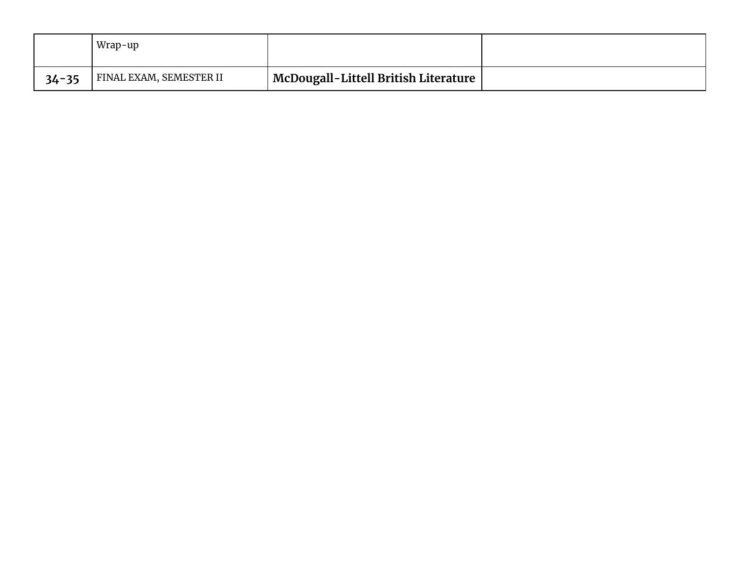| | | | |
|---|---|---|---|
| | Wrap-up | | |
| **34-35** | FINAL EXAM, SEMESTER II | **McDougall-Littell British Literature** | |